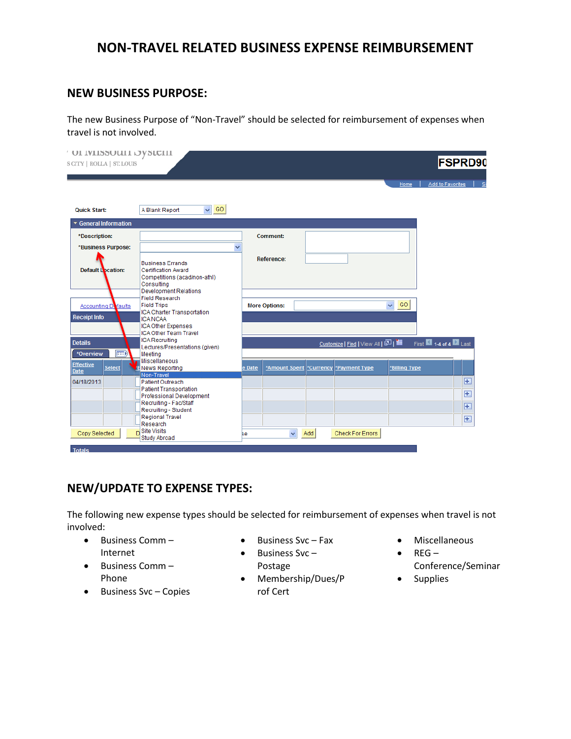# NON-TRAVEL RELATED BUSINESS EXPENSE REIMBURSEMENT

## NEW BUSINESS PURPOSE:

The new Business Purpose of "Non-Travel" should be selected for reimbursement of expenses when travel is not involved.

## NEW/UPDATE TO EXPENSE TYPES:

The following new expense types should be selected for reimbursement of expenses when travel is not involved:

- Business Comm – Internet
- Business Comm – Phone
- Business Svc – Copies
- Business Svc – Fax
- Business Svc – Postage
- Membership/Dues/Prof Cert
- Miscellaneous
- REG – Conference/Seminar
- Supplies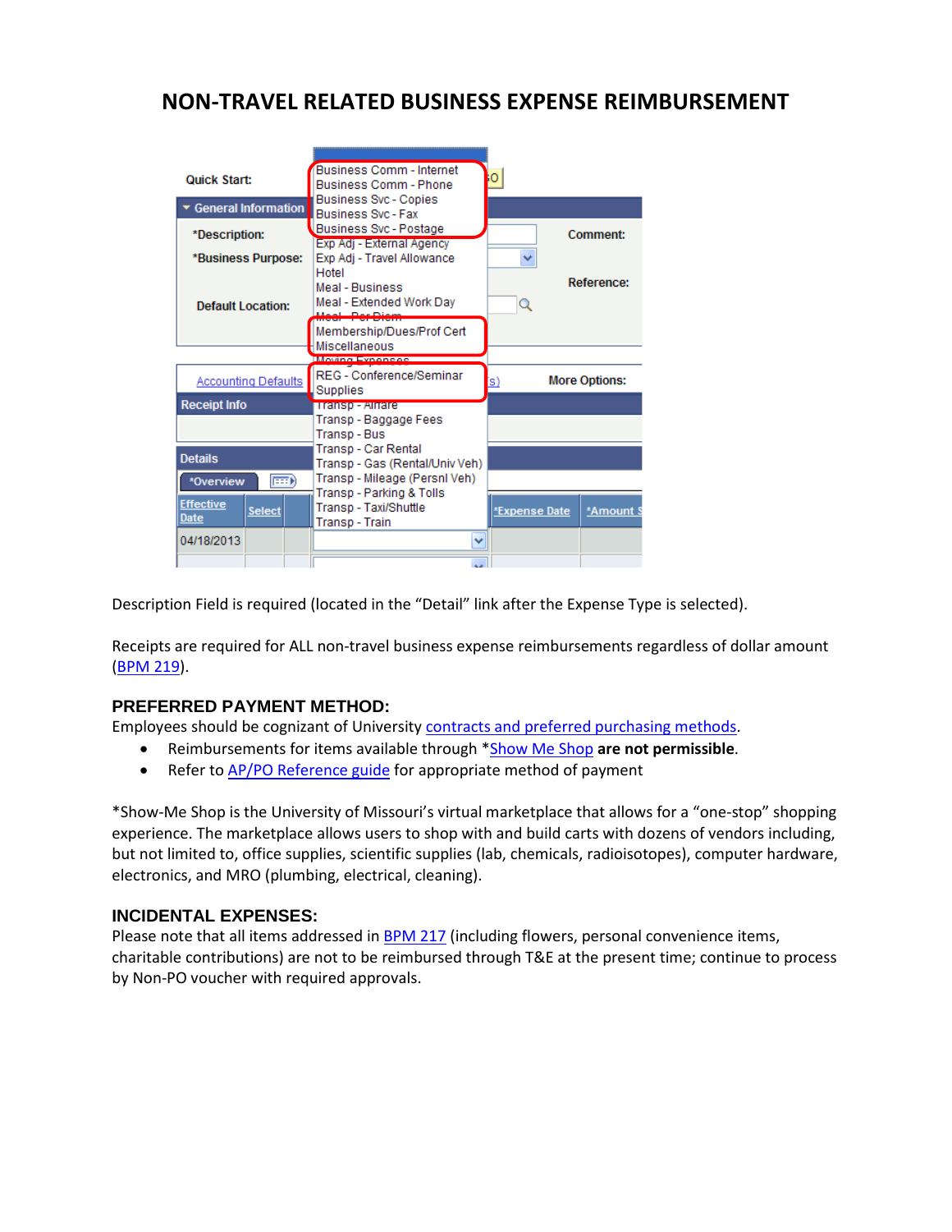# NON-TRAVEL RELATED BUSINESS EXPENSE REIMBURSEMENT

Description Field is required (located in the "Detail" link after the Expense Type is selected).

Receipts are required for ALL non-travel business expense reimbursements regardless of dollar amount (BPM 219).

### PREFERRED PAYMENT METHOD:

Employees should be cognizant of University contracts and preferred purchasing methods.

- Reimbursements for items available through *Show Me Shop **are not permissible**.
- Refer to AP/PO Reference guide for appropriate method of payment

*Show-Me Shop is the University of Missouri's virtual marketplace that allows for a "one-stop" shopping experience. The marketplace allows users to shop with and build carts with dozens of vendors including, but not limited to, office supplies, scientific supplies (lab, chemicals, radioisotopes), computer hardware, electronics, and MRO (plumbing, electrical, cleaning).

### INCIDENTAL EXPENSES:

Please note that all items addressed in BPM 217 (including flowers, personal convenience items, charitable contributions) are not to be reimbursed through T&E at the present time; continue to process by Non-PO voucher with required approvals.